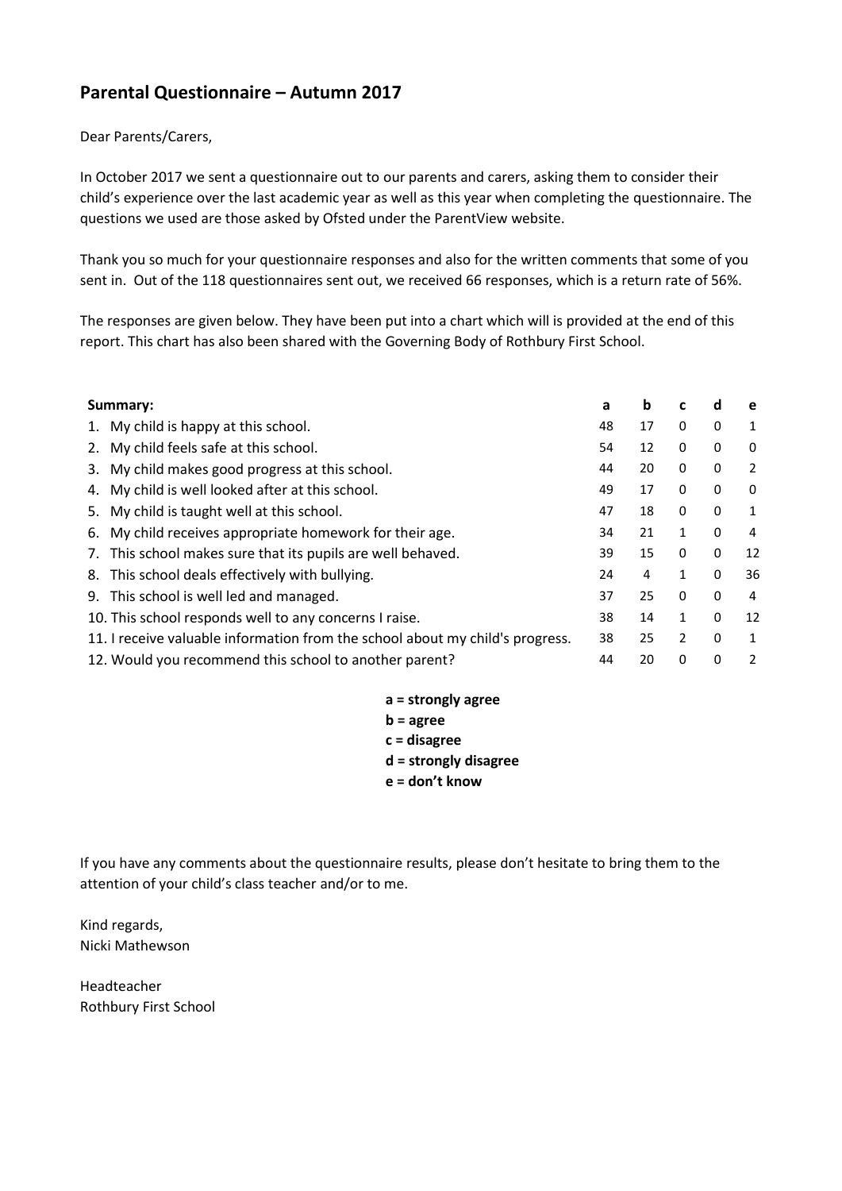## Parental Questionnaire – Autumn 2017

Dear Parents/Carers,

In October 2017 we sent a questionnaire out to our parents and carers, asking them to consider their child's experience over the last academic year as well as this year when completing the questionnaire. The questions we used are those asked by Ofsted under the ParentView website.

Thank you so much for your questionnaire responses and also for the written comments that some of you sent in. Out of the 118 questionnaires sent out, we received 66 responses, which is a return rate of 56%.

The responses are given below. They have been put into a chart which will is provided at the end of this report. This chart has also been shared with the Governing Body of Rothbury First School.

| Summary: | a | b | c | d | e |
|---|---|---|---|---|---|
| 1. My child is happy at this school. | 48 | 17 | 0 | 0 | 1 |
| 2. My child feels safe at this school. | 54 | 12 | 0 | 0 | 0 |
| 3. My child makes good progress at this school. | 44 | 20 | 0 | 0 | 2 |
| 4. My child is well looked after at this school. | 49 | 17 | 0 | 0 | 0 |
| 5. My child is taught well at this school. | 47 | 18 | 0 | 0 | 1 |
| 6. My child receives appropriate homework for their age. | 34 | 21 | 1 | 0 | 4 |
| 7. This school makes sure that its pupils are well behaved. | 39 | 15 | 0 | 0 | 12 |
| 8. This school deals effectively with bullying. | 24 | 4 | 1 | 0 | 36 |
| 9. This school is well led and managed. | 37 | 25 | 0 | 0 | 4 |
| 10. This school responds well to any concerns I raise. | 38 | 14 | 1 | 0 | 12 |
| 11. I receive valuable information from the school about my child's progress. | 38 | 25 | 2 | 0 | 1 |
| 12. Would you recommend this school to another parent? | 44 | 20 | 0 | 0 | 2 |

**a = strongly agree**
**b = agree**
**c = disagree**
**d = strongly disagree**
**e = don't know**

If you have any comments about the questionnaire results, please don't hesitate to bring them to the attention of your child's class teacher and/or to me.

Kind regards,
Nicki Mathewson

Headteacher
Rothbury First School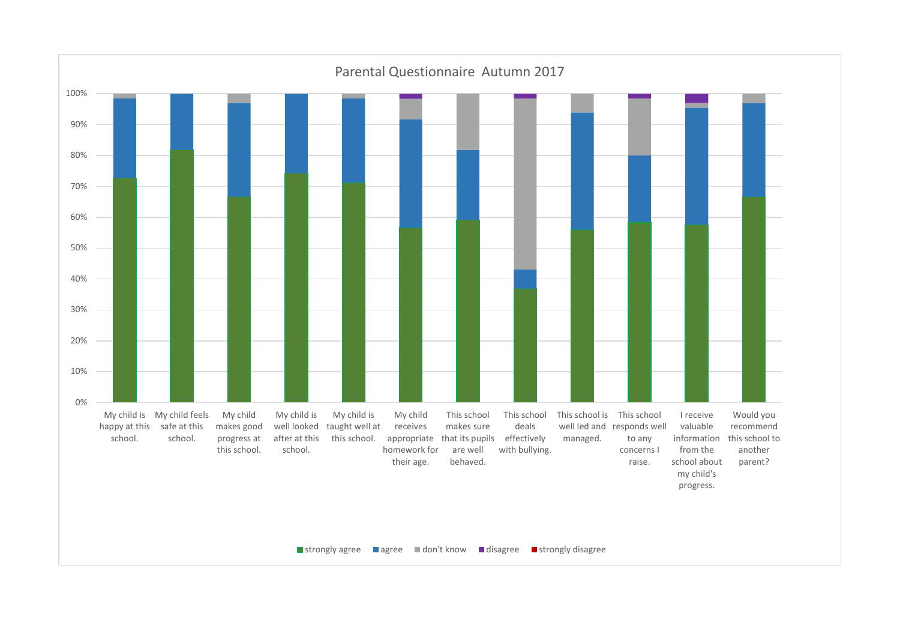Parental Questionnaire Autumn 2017

100%
90%
80%
70%
60%
50%
40%
30%
20%
10%
0%

My child is happy at this school.
My child feels safe at this school.
My child makes good progress at this school.
My child is well looked after at this school.
My child is taught well at this school.
My child receives appropriate homework for their age.
This school makes sure that its pupils are well behaved.
This school deals effectively with bullying.
This school is well led and managed.
This school responds well to any concerns I raise.
I receive valuable information from the school about my child's progress.
Would you recommend this school to another parent?

strongly agree
agree
don't know
disagree
strongly disagree